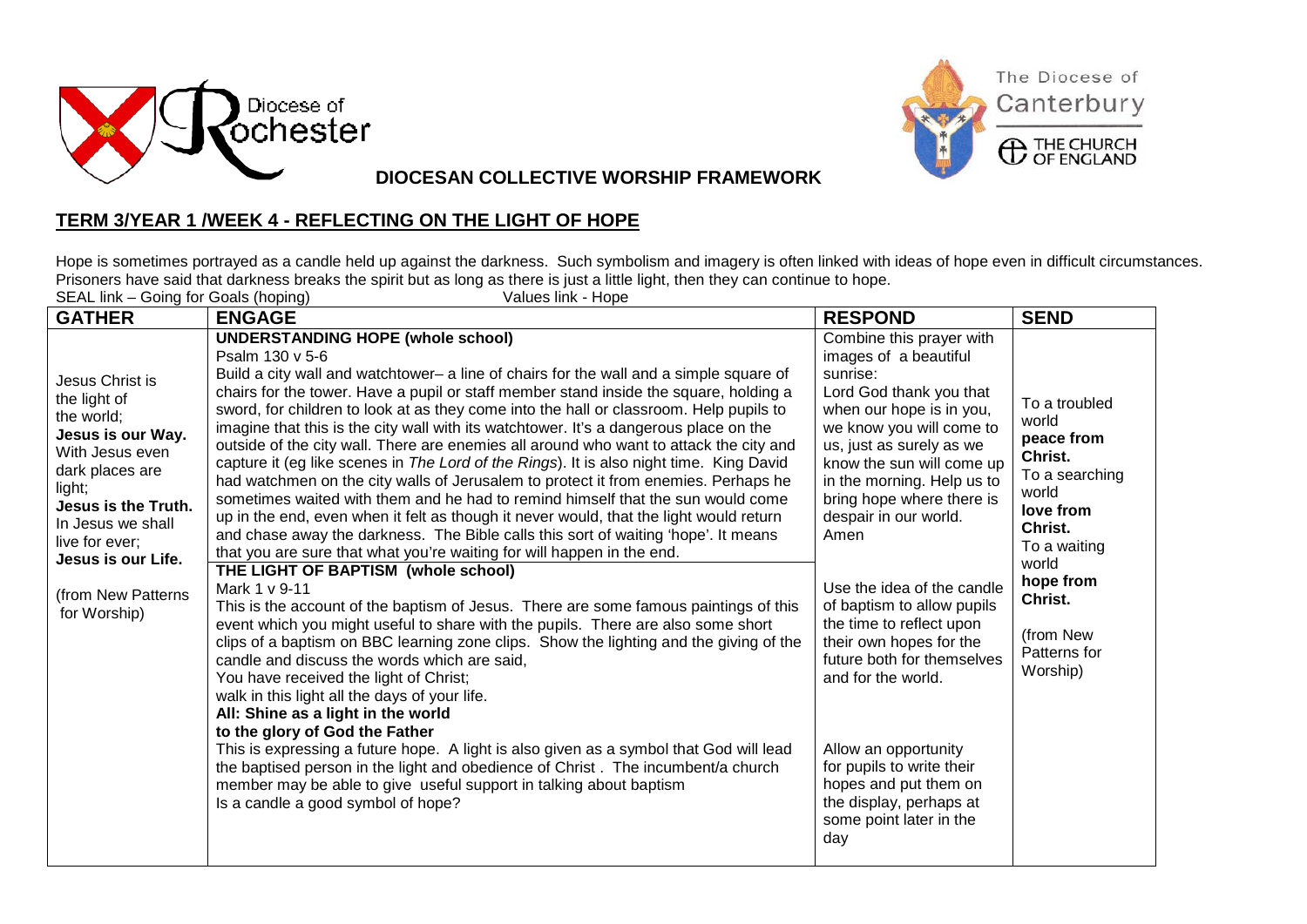Diocese of Rochester

The Diocese of Canterbury
THE CHURCH OF ENGLAND

**DIOCESAN COLLECTIVE WORSHIP FRAMEWORK**

## TERM 3/YEAR 1 /WEEK 4 - REFLECTING ON THE LIGHT OF HOPE

Hope is sometimes portrayed as a candle held up against the darkness. Such symbolism and imagery is often linked with ideas of hope even in difficult circumstances. Prisoners have said that darkness breaks the spirit but as long as there is just a little light, then they can continue to hope.

SEAL link – Going for Goals (hoping) Values link - Hope

| GATHER | ENGAGE | RESPOND | SEND |
|---|---|---|---|
| Jesus Christ is the light of the world; **Jesus is our Way.** With Jesus even dark places are light; **Jesus is the Truth.** In Jesus we shall live for ever; **Jesus is our Life.**<br><br>(from New Patterns for Worship) | **UNDERSTANDING HOPE (whole school)**<br>Psalm 130 v 5-6<br>Build a city wall and watchtower– a line of chairs for the wall and a simple square of chairs for the tower. Have a pupil or staff member stand inside the square, holding a sword, for children to look at as they come into the hall or classroom. Help pupils to imagine that this is the city wall with its watchtower. It's a dangerous place on the outside of the city wall. There are enemies all around who want to attack the city and capture it (eg like scenes in *The Lord of the Rings*). It is also night time. King David had watchmen on the city walls of Jerusalem to protect it from enemies. Perhaps he sometimes waited with them and he had to remind himself that the sun would come up in the end, even when it felt as though it never would, that the light would return and chase away the darkness. The Bible calls this sort of waiting 'hope'. It means that you are sure that what you're waiting for will happen in the end. | Combine this prayer with images of a beautiful sunrise:<br>Lord God thank you that when our hope is in you, we know you will come to us, just as surely as we know the sun will come up in the morning. Help us to bring hope where there is despair in our world. Amen | To a troubled world **peace from Christ.**<br>To a searching world **love from Christ.**<br>To a waiting world **hope from Christ.**<br><br>(from New Patterns for Worship) |
| | **THE LIGHT OF BAPTISM (whole school)**<br>Mark 1 v 9-11<br>This is the account of the baptism of Jesus. There are some famous paintings of this event which you might useful to share with the pupils. There are also some short clips of a baptism on BBC learning zone clips. Show the lighting and the giving of the candle and discuss the words which are said,<br>You have received the light of Christ;<br>walk in this light all the days of your life.<br>**All: Shine as a light in the world**<br>**to the glory of God the Father**<br>This is expressing a future hope. A light is also given as a symbol that God will lead the baptised person in the light and obedience of Christ . The incumbent/a church member may be able to give useful support in talking about baptism<br>Is a candle a good symbol of hope? | Use the idea of the candle of baptism to allow pupils the time to reflect upon their own hopes for the future both for themselves and for the world.<br><br>Allow an opportunity for pupils to write their hopes and put them on the display, perhaps at some point later in the day | |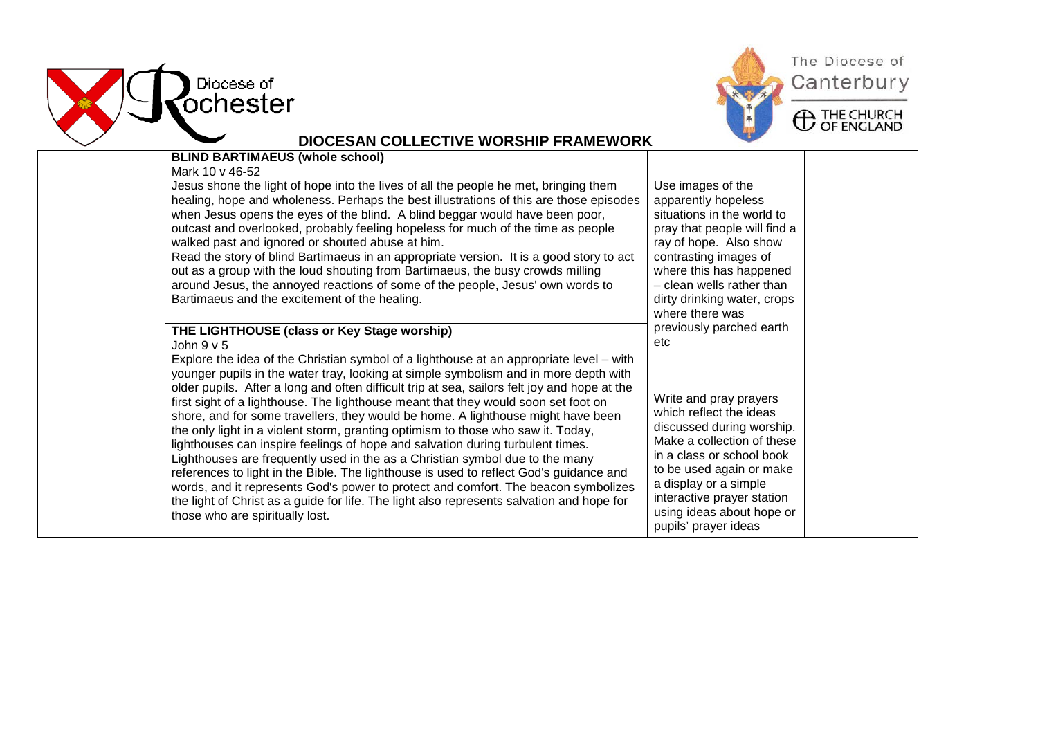Diocese of Rochester

The Diocese of Canterbury

THE CHURCH OF ENGLAND

**DIOCESAN COLLECTIVE WORSHIP FRAMEWORK**

| | | | |
|---|---|---|---|
| | **BLIND BARTIMAEUS (whole school)**<br>Mark 10 v 46-52<br>Jesus shone the light of hope into the lives of all the people he met, bringing them healing, hope and wholeness. Perhaps the best illustrations of this are those episodes when Jesus opens the eyes of the blind. A blind beggar would have been poor, outcast and overlooked, probably feeling hopeless for much of the time as people walked past and ignored or shouted abuse at him.<br>Read the story of blind Bartimaeus in an appropriate version. It is a good story to act out as a group with the loud shouting from Bartimaeus, the busy crowds milling around Jesus, the annoyed reactions of some of the people, Jesus' own words to Bartimaeus and the excitement of the healing. | Use images of the apparently hopeless situations in the world to pray that people will find a ray of hope. Also show contrasting images of where this has happened – clean wells rather than dirty drinking water, crops where there was previously parched earth etc | |
| | **THE LIGHTHOUSE (class or Key Stage worship)**<br>John 9 v 5<br>Explore the idea of the Christian symbol of a lighthouse at an appropriate level – with younger pupils in the water tray, looking at simple symbolism and in more depth with older pupils. After a long and often difficult trip at sea, sailors felt joy and hope at the first sight of a lighthouse. The lighthouse meant that they would soon set foot on shore, and for some travellers, they would be home. A lighthouse might have been the only light in a violent storm, granting optimism to those who saw it. Today, lighthouses can inspire feelings of hope and salvation during turbulent times. Lighthouses are frequently used in the as a Christian symbol due to the many references to light in the Bible. The lighthouse is used to reflect God's guidance and words, and it represents God's power to protect and comfort. The beacon symbolizes the light of Christ as a guide for life. The light also represents salvation and hope for those who are spiritually lost. | Write and pray prayers which reflect the ideas discussed during worship. Make a collection of these in a class or school book to be used again or make a display or a simple interactive prayer station using ideas about hope or pupils' prayer ideas | |